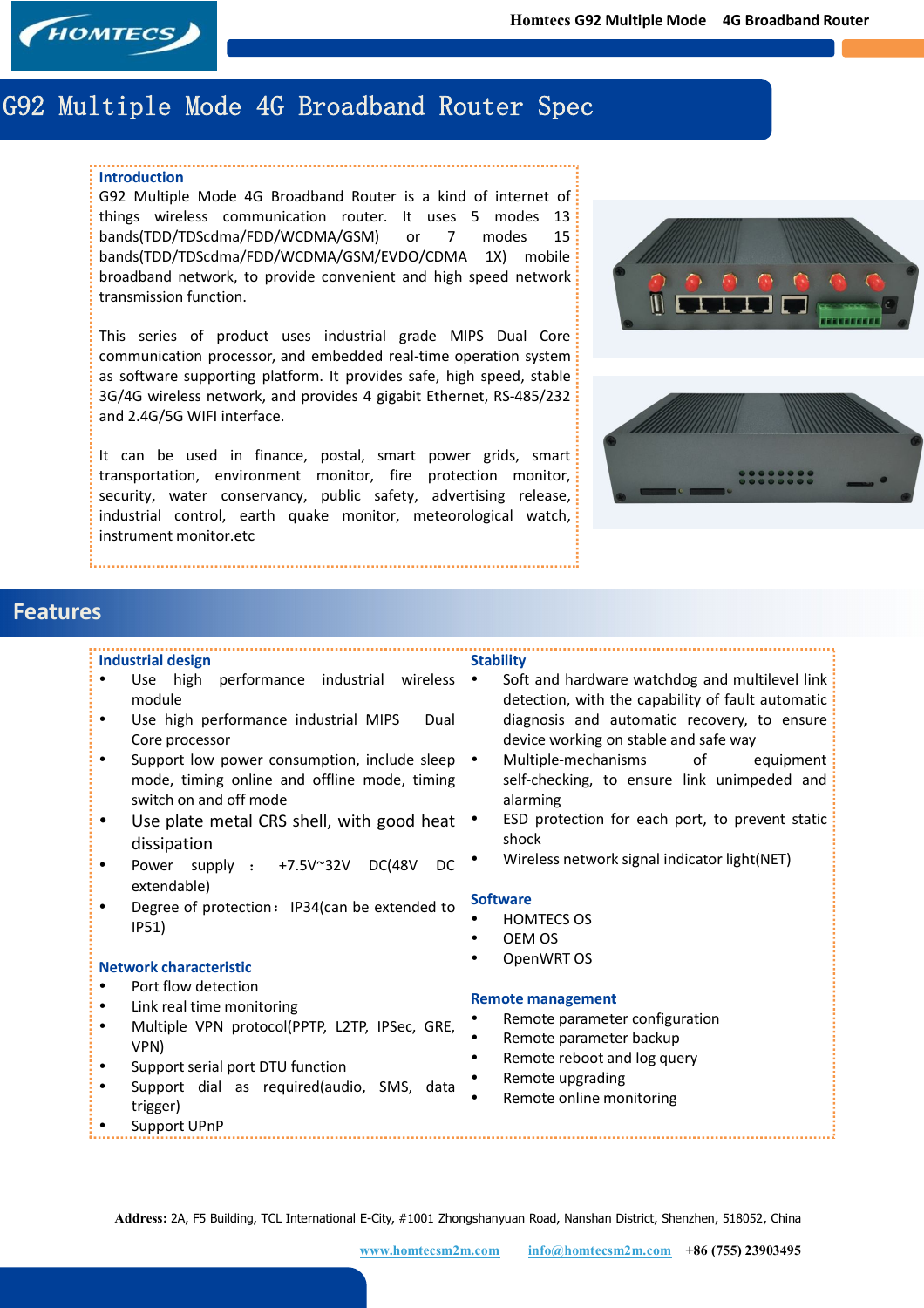# G92 Multiple Mode 4G Broadband Router Spec

### Introduction

G92 Multiple Mode 4G Broadband Router is a kind of internet of things wireless communication router. It uses 5 modes 13 bands(TDD/TDScdma/FDD/WCDMA/GSM) or 7 modes 15 bands(TDD/TDScdma/FDD/WCDMA/GSM/EVDO/CDMA 1X) mobile broadband network, to provide convenient and high speed network transmission function.

This series of product uses industrial grade MIPS Dual Core communication processor, and embedded real-time operation system as software supporting platform. It provides safe, high speed, stable 3G/4G wireless network, and provides 4 gigabit Ethernet, RS-485/232 and 2.4G/5G WIFI interface.

It can be used in finance, postal, smart power grids, smart transportation, environment monitor, fire protection monitor, security, water conservancy, public safety, advertising release, industrial control, earth quake monitor, meteorological watch, instrument monitor.etc

## Features

### Industrial design

- Use high performance industrial wireless module
- Use high performance industrial MIPS Dual Core processor
- Support low power consumption, include sleep mode, timing online and offline mode, timing switch on and off mode
- Use plate metal CRS shell, with good heat dissipation
- Power supply ： +7.5V~32V DC(48V DC extendable)
- Degree of protection：IP34(can be extended to IP51)

### Network characteristic

- Port flow detection
- Link real time monitoring
- Multiple VPN protocol(PPTP, L2TP, IPSec, GRE, VPN)
- Support serial port DTU function
- Support dial as required(audio, SMS, data trigger)
- Support UPnP

### Stability

- Soft and hardware watchdog and multilevel link detection, with the capability of fault automatic diagnosis and automatic recovery, to ensure device working on stable and safe way
- Multiple-mechanisms of equipment self-checking, to ensure link unimpeded and alarming
- ESD protection for each port, to prevent static shock
- Wireless network signal indicator light(NET)

### Software

- HOMTECS OS
- OEM OS
- OpenWRT OS

### Remote management

- Remote parameter configuration
- Remote parameter backup
- Remote reboot and log query
- Remote upgrading
- Remote online monitoring

**Address:** 2A, F5 Building, TCL International E-City, #1001 Zhongshanyuan Road, Nanshan District, Shenzhen, 518052, China

www.homtecsm2m.com info@homtecsm2m.com +86 (755) 23903495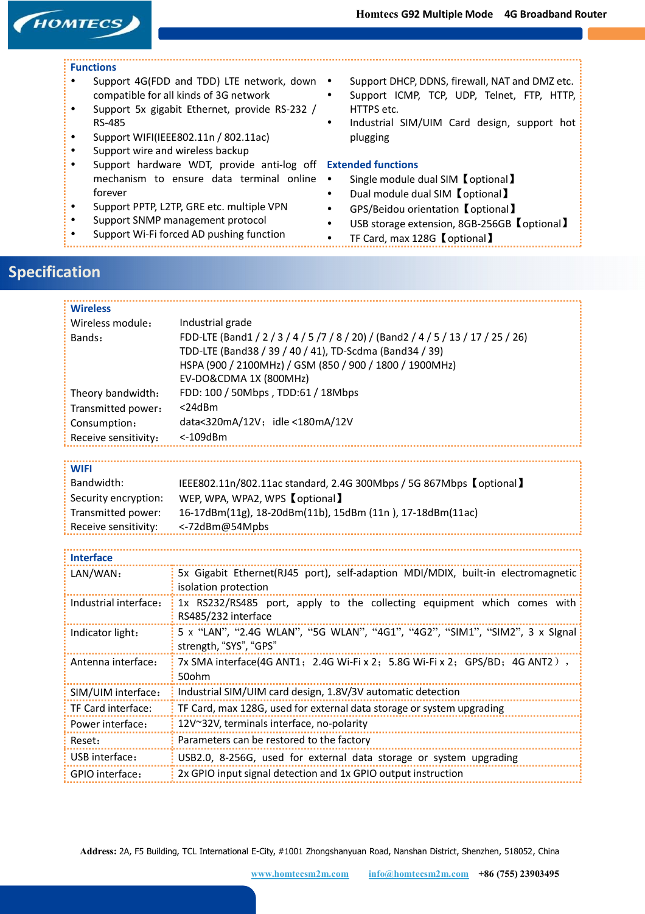### Functions

- Support 4G(FDD and TDD) LTE network, down compatible for all kinds of 3G network
- Support 5x gigabit Ethernet, provide RS-232 / RS-485
- Support WIFI(IEEE802.11n / 802.11ac)
- Support wire and wireless backup
- Support hardware WDT, provide anti-log off mechanism to ensure data terminal online forever
- Support PPTP, L2TP, GRE etc. multiple VPN
- Support SNMP management protocol
- Support Wi-Fi forced AD pushing function
- Support DHCP, DDNS, firewall, NAT and DMZ etc.
- Support ICMP, TCP, UDP, Telnet, FTP, HTTP, HTTPS etc.
- Industrial SIM/UIM Card design, support hot plugging

### Extended functions

- Single module dual SIM【optional】
- Dual module dual SIM【optional】
- GPS/Beidou orientation【optional】
- USB storage extension, 8GB-256GB【optional】
- TF Card, max 128G【optional】

## Specification

### Wireless

| | |
|---|---|
| Wireless module： | Industrial grade |
| Bands： | FDD-LTE (Band1 / 2 / 3 / 4 / 5 /7 / 8 / 20) / (Band2 / 4 / 5 / 13 / 17 / 25 / 26)<br>TDD-LTE (Band38 / 39 / 40 / 41), TD-Scdma (Band34 / 39)<br>HSPA (900 / 2100MHz) / GSM (850 / 900 / 1800 / 1900MHz)<br>EV-DO&CDMA 1X (800MHz) |
| Theory bandwidth： | FDD: 100 / 50Mbps , TDD:61 / 18Mbps |
| Transmitted power： | <24dBm |
| Consumption： | data<320mA/12V；idle <180mA/12V |
| Receive sensitivity： | <-109dBm |

### WIFI

| | |
|---|---|
| Bandwidth: | IEEE802.11n/802.11ac standard, 2.4G 300Mbps / 5G 867Mbps【optional】 |
| Security encryption: | WEP, WPA, WPA2, WPS【optional】 |
| Transmitted power: | 16-17dBm(11g), 18-20dBm(11b), 15dBm (11n ), 17-18dBm(11ac) |
| Receive sensitivity: | <-72dBm@54Mpbs |

### Interface

| | |
|---|---|
| LAN/WAN： | 5x Gigabit Ethernet(RJ45 port), self-adaption MDI/MDIX, built-in electromagnetic isolation protection |
| Industrial interface： | 1x RS232/RS485 port, apply to the collecting equipment which comes with RS485/232 interface |
| Indicator light： | 5 x "LAN", "2.4G WLAN", "5G WLAN", "4G1", "4G2", "SIM1", "SIM2", 3 x SIgnal strength, "SYS", "GPS" |
| Antenna interface： | 7x SMA interface(4G ANT1；2.4G Wi-Fi x 2；5.8G Wi-Fi x 2；GPS/BD；4G ANT2）， 50ohm |
| SIM/UIM interface： | Industrial SIM/UIM card design, 1.8V/3V automatic detection |
| TF Card interface: | TF Card, max 128G, used for external data storage or system upgrading |
| Power interface： | 12V~32V, terminals interface, no-polarity |
| Reset： | Parameters can be restored to the factory |
| USB interface： | USB2.0, 8-256G, used for external data storage or system upgrading |
| GPIO interface： | 2x GPIO input signal detection and 1x GPIO output instruction |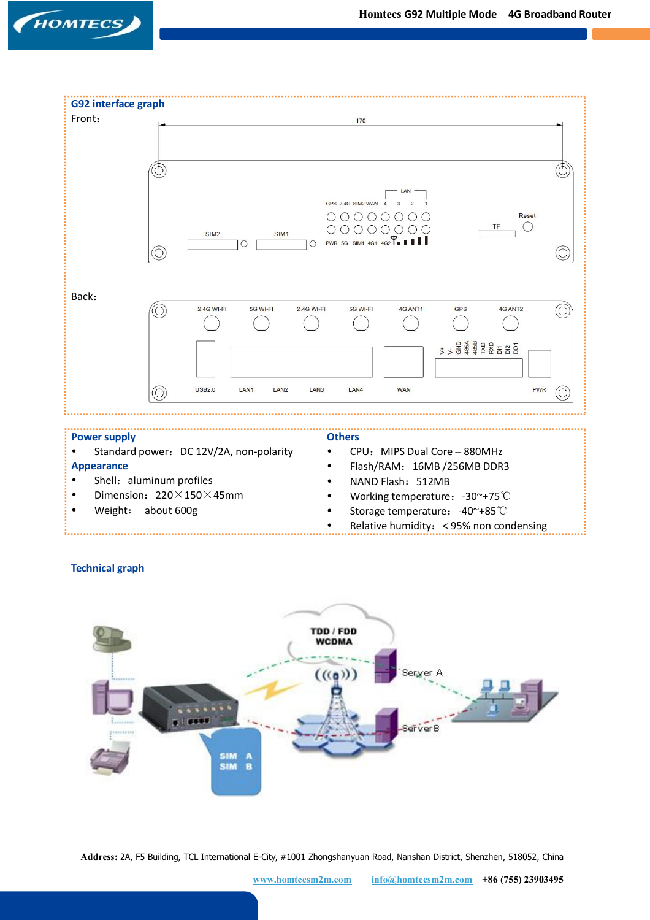## G92 interface graph

Front：

Back：

## Power supply

- Standard power：DC 12V/2A, non-polarity

## Appearance

- Shell：aluminum profiles
- Dimension：220×150×45mm
- Weight：about 600g

## Others

- CPU：MIPS Dual Core – 880MHz
- Flash/RAM：16MB /256MB DDR3
- NAND Flash：512MB
- Working temperature：-30~+75℃
- Storage temperature：-40~+85℃
- Relative humidity：< 95% non condensing

## Technical graph

**Address:** 2A, F5 Building, TCL International E-City, #1001 Zhongshanyuan Road, Nanshan District, Shenzhen, 518052, China

www.homtecsm2m.com info@homtecsm2m.com **+86 (755) 23903495**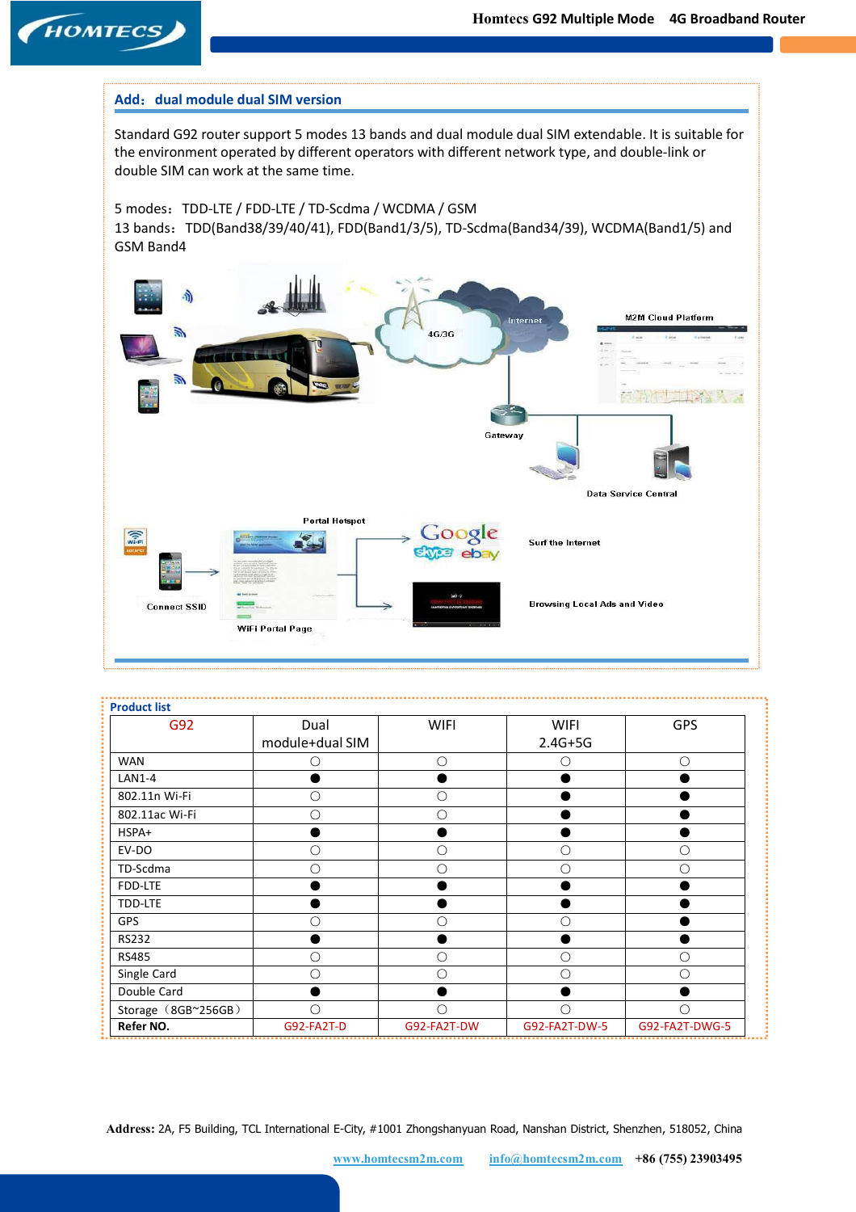## Add： dual module dual SIM version

Standard G92 router support 5 modes 13 bands and dual module dual SIM extendable. It is suitable for the environment operated by different operators with different network type, and double-link or double SIM can work at the same time.

5 modes： TDD-LTE / FDD-LTE / TD-Scdma / WCDMA / GSM
13 bands： TDD(Band38/39/40/41), FDD(Band1/3/5), TD-Scdma(Band34/39), WCDMA(Band1/5) and GSM Band4

4G/3G
Internet
M2M Cloud Platform
Gateway
Data Service Central
Portal Hotspot
Connect SSID
WiFi Portal Page
Surf the Internet
Browsing Local Ads and Video

**Product list**

| G92 | Dual module+dual SIM | WIFI | WIFI 2.4G+5G | GPS |
|---|---|---|---|---|
| WAN | ○ | ○ | ○ | ○ |
| LAN1-4 | ● | ● | ● | ● |
| 802.11n Wi-Fi | ○ | ○ | ● | ● |
| 802.11ac Wi-Fi | ○ | ○ | ● | ● |
| HSPA+ | ● | ● | ● | ● |
| EV-DO | ○ | ○ | ○ | ○ |
| TD-Scdma | ○ | ○ | ○ | ○ |
| FDD-LTE | ● | ● | ● | ● |
| TDD-LTE | ● | ● | ● | ● |
| GPS | ○ | ○ | ○ | ● |
| RS232 | ● | ● | ● | ● |
| RS485 | ○ | ○ | ○ | ○ |
| Single Card | ○ | ○ | ○ | ○ |
| Double Card | ● | ● | ● | ● |
| Storage（8GB~256GB） | ○ | ○ | ○ | ○ |
| **Refer NO.** | G92-FA2T-D | G92-FA2T-DW | G92-FA2T-DW-5 | G92-FA2T-DWG-5 |

**Address:** 2A, F5 Building, TCL International E-City, #1001 Zhongshanyuan Road, Nanshan District, Shenzhen, 518052, China

www.homtecsm2m.com info@homtecsm2m.com +86 (755) 23903495